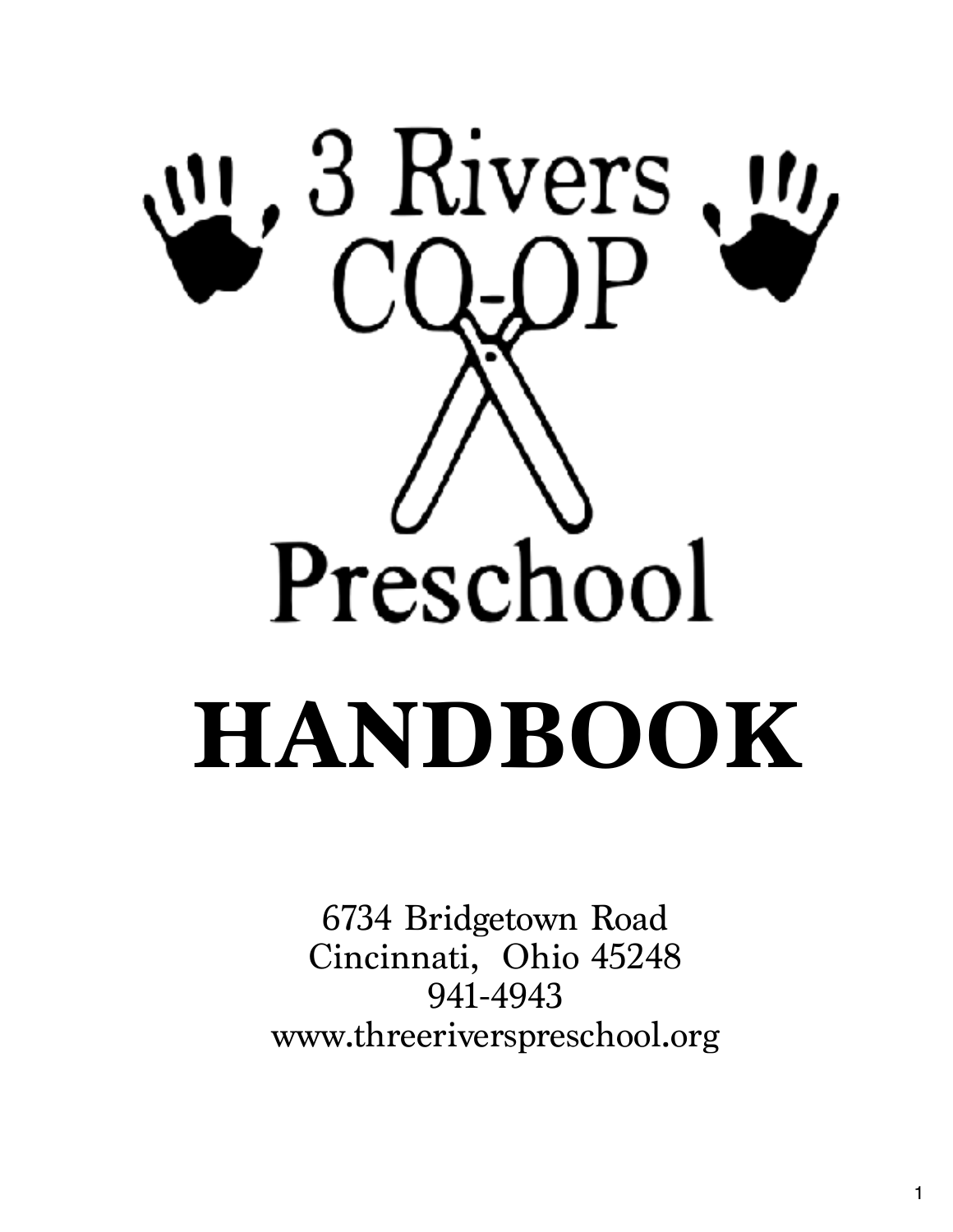3 Rivers CO-OP Preschool

# HANDBOOK

6734 Bridgetown Road
Cincinnati, Ohio 45248
941-4943
www.threeriverspreschool.org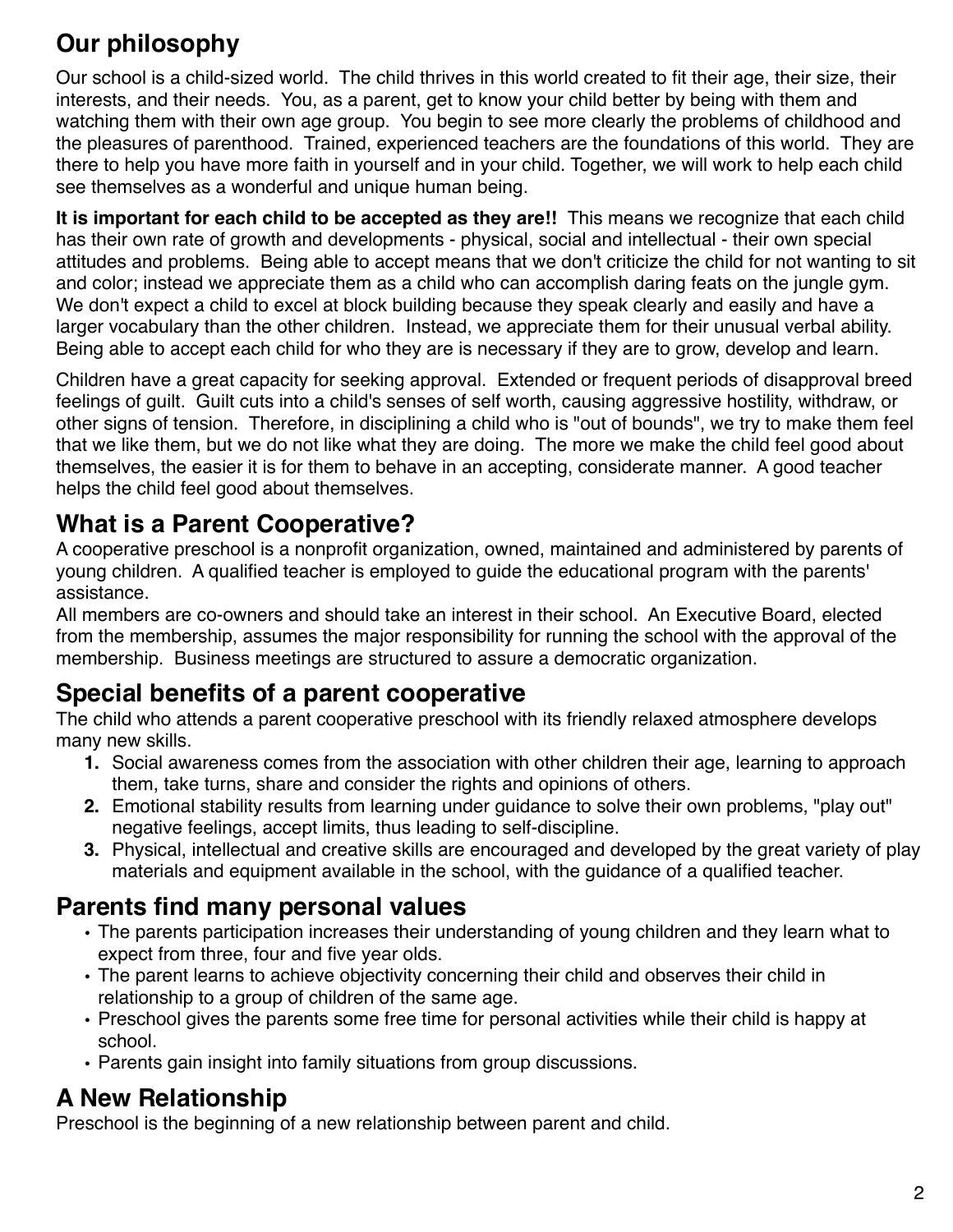## Our philosophy

Our school is a child-sized world. The child thrives in this world created to fit their age, their size, their interests, and their needs. You, as a parent, get to know your child better by being with them and watching them with their own age group. You begin to see more clearly the problems of childhood and the pleasures of parenthood. Trained, experienced teachers are the foundations of this world. They are there to help you have more faith in yourself and in your child. Together, we will work to help each child see themselves as a wonderful and unique human being.

**It is important for each child to be accepted as they are!!** This means we recognize that each child has their own rate of growth and developments - physical, social and intellectual - their own special attitudes and problems. Being able to accept means that we don't criticize the child for not wanting to sit and color; instead we appreciate them as a child who can accomplish daring feats on the jungle gym. We don't expect a child to excel at block building because they speak clearly and easily and have a larger vocabulary than the other children. Instead, we appreciate them for their unusual verbal ability. Being able to accept each child for who they are is necessary if they are to grow, develop and learn.

Children have a great capacity for seeking approval. Extended or frequent periods of disapproval breed feelings of guilt. Guilt cuts into a child's senses of self worth, causing aggressive hostility, withdraw, or other signs of tension. Therefore, in disciplining a child who is "out of bounds", we try to make them feel that we like them, but we do not like what they are doing. The more we make the child feel good about themselves, the easier it is for them to behave in an accepting, considerate manner. A good teacher helps the child feel good about themselves.

## What is a Parent Cooperative?

A cooperative preschool is a nonprofit organization, owned, maintained and administered by parents of young children. A qualified teacher is employed to guide the educational program with the parents' assistance.

All members are co-owners and should take an interest in their school. An Executive Board, elected from the membership, assumes the major responsibility for running the school with the approval of the membership. Business meetings are structured to assure a democratic organization.

## Special benefits of a parent cooperative

The child who attends a parent cooperative preschool with its friendly relaxed atmosphere develops many new skills.

1. Social awareness comes from the association with other children their age, learning to approach them, take turns, share and consider the rights and opinions of others.
2. Emotional stability results from learning under guidance to solve their own problems, "play out" negative feelings, accept limits, thus leading to self-discipline.
3. Physical, intellectual and creative skills are encouraged and developed by the great variety of play materials and equipment available in the school, with the guidance of a qualified teacher.

## Parents find many personal values

- The parents participation increases their understanding of young children and they learn what to expect from three, four and five year olds.
- The parent learns to achieve objectivity concerning their child and observes their child in relationship to a group of children of the same age.
- Preschool gives the parents some free time for personal activities while their child is happy at school.
- Parents gain insight into family situations from group discussions.

## A New Relationship

Preschool is the beginning of a new relationship between parent and child.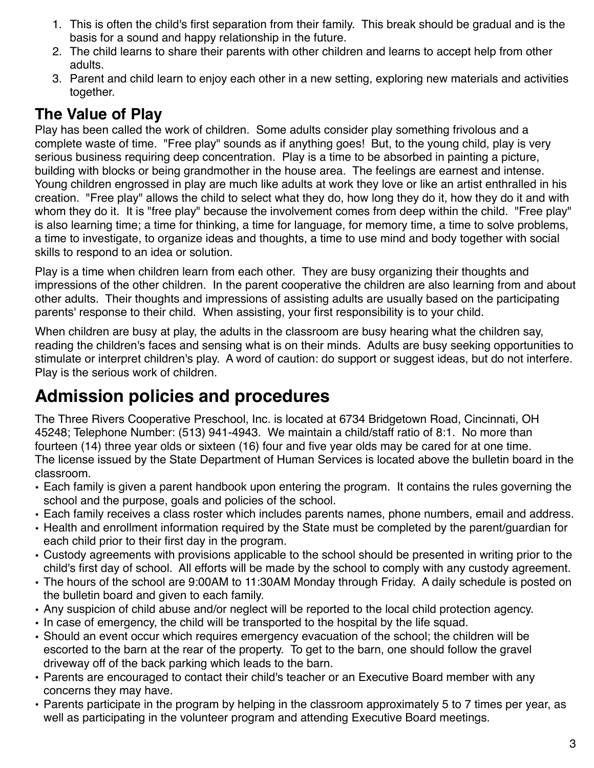1. This is often the child's first separation from their family. This break should be gradual and is the basis for a sound and happy relationship in the future.
2. The child learns to share their parents with other children and learns to accept help from other adults.
3. Parent and child learn to enjoy each other in a new setting, exploring new materials and activities together.

### The Value of Play

Play has been called the work of children. Some adults consider play something frivolous and a complete waste of time. "Free play" sounds as if anything goes! But, to the young child, play is very serious business requiring deep concentration. Play is a time to be absorbed in painting a picture, building with blocks or being grandmother in the house area. The feelings are earnest and intense. Young children engrossed in play are much like adults at work they love or like an artist enthralled in his creation. "Free play" allows the child to select what they do, how long they do it, how they do it and with whom they do it. It is "free play" because the involvement comes from deep within the child. "Free play" is also learning time; a time for thinking, a time for language, for memory time, a time to solve problems, a time to investigate, to organize ideas and thoughts, a time to use mind and body together with social skills to respond to an idea or solution.

Play is a time when children learn from each other. They are busy organizing their thoughts and impressions of the other children. In the parent cooperative the children are also learning from and about other adults. Their thoughts and impressions of assisting adults are usually based on the participating parents' response to their child. When assisting, your first responsibility is to your child.

When children are busy at play, the adults in the classroom are busy hearing what the children say, reading the children's faces and sensing what is on their minds. Adults are busy seeking opportunities to stimulate or interpret children's play. A word of caution: do support or suggest ideas, but do not interfere. Play is the serious work of children.

## Admission policies and procedures

The Three Rivers Cooperative Preschool, Inc. is located at 6734 Bridgetown Road, Cincinnati, OH 45248; Telephone Number: (513) 941-4943. We maintain a child/staff ratio of 8:1. No more than fourteen (14) three year olds or sixteen (16) four and five year olds may be cared for at one time. The license issued by the State Department of Human Services is located above the bulletin board in the classroom.

- Each family is given a parent handbook upon entering the program. It contains the rules governing the school and the purpose, goals and policies of the school.
- Each family receives a class roster which includes parents names, phone numbers, email and address.
- Health and enrollment information required by the State must be completed by the parent/guardian for each child prior to their first day in the program.
- Custody agreements with provisions applicable to the school should be presented in writing prior to the child's first day of school. All efforts will be made by the school to comply with any custody agreement.
- The hours of the school are 9:00AM to 11:30AM Monday through Friday. A daily schedule is posted on the bulletin board and given to each family.
- Any suspicion of child abuse and/or neglect will be reported to the local child protection agency.
- In case of emergency, the child will be transported to the hospital by the life squad.
- Should an event occur which requires emergency evacuation of the school; the children will be escorted to the barn at the rear of the property. To get to the barn, one should follow the gravel driveway off of the back parking which leads to the barn.
- Parents are encouraged to contact their child's teacher or an Executive Board member with any concerns they may have.
- Parents participate in the program by helping in the classroom approximately 5 to 7 times per year, as well as participating in the volunteer program and attending Executive Board meetings.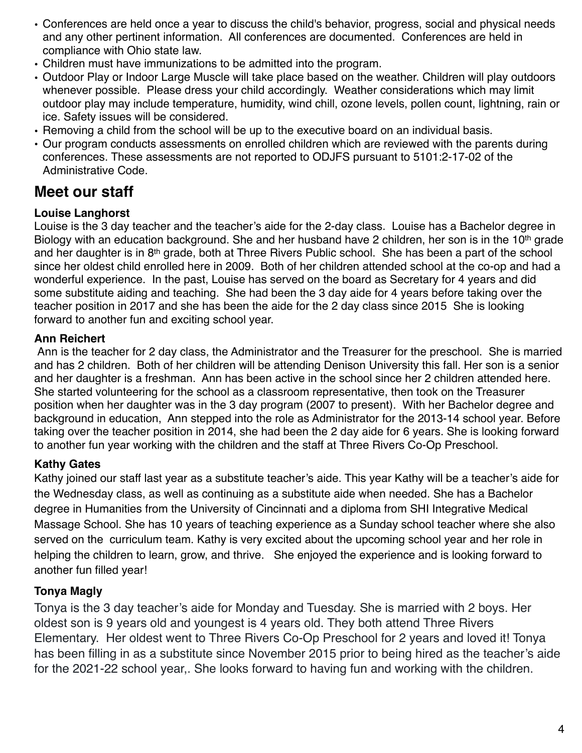- Conferences are held once a year to discuss the child's behavior, progress, social and physical needs and any other pertinent information. All conferences are documented. Conferences are held in compliance with Ohio state law.
- Children must have immunizations to be admitted into the program.
- Outdoor Play or Indoor Large Muscle will take place based on the weather. Children will play outdoors whenever possible. Please dress your child accordingly. Weather considerations which may limit outdoor play may include temperature, humidity, wind chill, ozone levels, pollen count, lightning, rain or ice. Safety issues will be considered.
- Removing a child from the school will be up to the executive board on an individual basis.
- Our program conducts assessments on enrolled children which are reviewed with the parents during conferences. These assessments are not reported to ODJFS pursuant to 5101:2-17-02 of the Administrative Code.

## Meet our staff

### Louise Langhorst

Louise is the 3 day teacher and the teacher's aide for the 2-day class. Louise has a Bachelor degree in Biology with an education background. She and her husband have 2 children, her son is in the 10th grade and her daughter is in 8th grade, both at Three Rivers Public school. She has been a part of the school since her oldest child enrolled here in 2009. Both of her children attended school at the co-op and had a wonderful experience. In the past, Louise has served on the board as Secretary for 4 years and did some substitute aiding and teaching. She had been the 3 day aide for 4 years before taking over the teacher position in 2017 and she has been the aide for the 2 day class since 2015 She is looking forward to another fun and exciting school year.

### Ann Reichert

Ann is the teacher for 2 day class, the Administrator and the Treasurer for the preschool. She is married and has 2 children. Both of her children will be attending Denison University this fall. Her son is a senior and her daughter is a freshman. Ann has been active in the school since her 2 children attended here. She started volunteering for the school as a classroom representative, then took on the Treasurer position when her daughter was in the 3 day program (2007 to present). With her Bachelor degree and background in education, Ann stepped into the role as Administrator for the 2013-14 school year. Before taking over the teacher position in 2014, she had been the 2 day aide for 6 years. She is looking forward to another fun year working with the children and the staff at Three Rivers Co-Op Preschool.

### Kathy Gates

Kathy joined our staff last year as a substitute teacher's aide. This year Kathy will be a teacher's aide for the Wednesday class, as well as continuing as a substitute aide when needed. She has a Bachelor degree in Humanities from the University of Cincinnati and a diploma from SHI Integrative Medical Massage School. She has 10 years of teaching experience as a Sunday school teacher where she also served on the curriculum team. Kathy is very excited about the upcoming school year and her role in helping the children to learn, grow, and thrive. She enjoyed the experience and is looking forward to another fun filled year!

### Tonya Magly

Tonya is the 3 day teacher's aide for Monday and Tuesday. She is married with 2 boys. Her oldest son is 9 years old and youngest is 4 years old. They both attend Three Rivers Elementary. Her oldest went to Three Rivers Co-Op Preschool for 2 years and loved it! Tonya has been filling in as a substitute since November 2015 prior to being hired as the teacher's aide for the 2021-22 school year,. She looks forward to having fun and working with the children.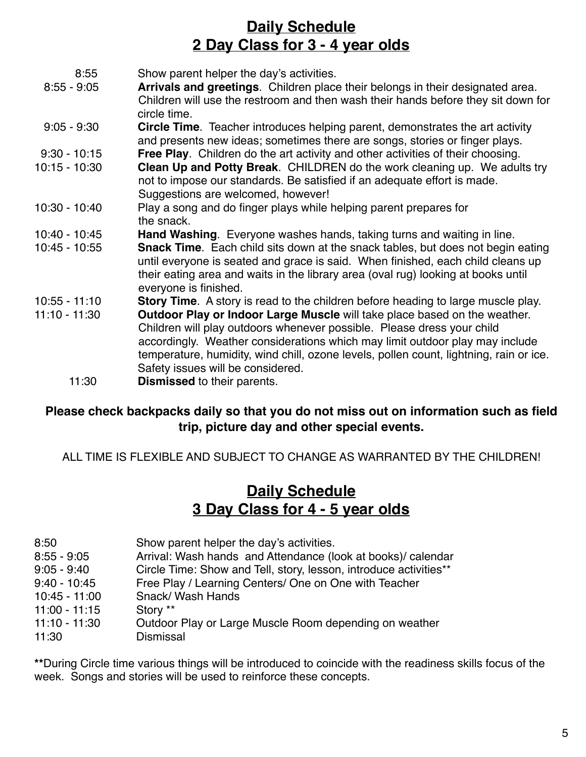## Daily Schedule
## 2 Day Class for 3 - 4 year olds

| | |
|---|---|
| 8:55 | Show parent helper the day's activities. |
| 8:55 - 9:05 | **Arrivals and greetings**. Children place their belongs in their designated area. Children will use the restroom and then wash their hands before they sit down for circle time. |
| 9:05 - 9:30 | **Circle Time**. Teacher introduces helping parent, demonstrates the art activity and presents new ideas; sometimes there are songs, stories or finger plays. |
| 9:30 - 10:15 | **Free Play**. Children do the art activity and other activities of their choosing. |
| 10:15 - 10:30 | **Clean Up and Potty Break**. CHILDREN do the work cleaning up. We adults try not to impose our standards. Be satisfied if an adequate effort is made. Suggestions are welcomed, however! |
| 10:30 - 10:40 | Play a song and do finger plays while helping parent prepares for the snack. |
| 10:40 - 10:45 | **Hand Washing**. Everyone washes hands, taking turns and waiting in line. |
| 10:45 - 10:55 | **Snack Time**. Each child sits down at the snack tables, but does not begin eating until everyone is seated and grace is said. When finished, each child cleans up their eating area and waits in the library area (oval rug) looking at books until everyone is finished. |
| 10:55 - 11:10 | **Story Time**. A story is read to the children before heading to large muscle play. |
| 11:10 - 11:30 | **Outdoor Play or Indoor Large Muscle** will take place based on the weather. Children will play outdoors whenever possible. Please dress your child accordingly. Weather considerations which may limit outdoor play may include temperature, humidity, wind chill, ozone levels, pollen count, lightning, rain or ice. Safety issues will be considered. |
| 11:30 | **Dismissed** to their parents. |

**Please check backpacks daily so that you do not miss out on information such as field trip, picture day and other special events.**

ALL TIME IS FLEXIBLE AND SUBJECT TO CHANGE AS WARRANTED BY THE CHILDREN!

## Daily Schedule
## 3 Day Class for 4 - 5 year olds

| | |
|---|---|
| 8:50 | Show parent helper the day's activities. |
| 8:55 - 9:05 | Arrival: Wash hands and Attendance (look at books)/ calendar |
| 9:05 - 9:40 | Circle Time: Show and Tell, story, lesson, introduce activities** |
| 9:40 - 10:45 | Free Play / Learning Centers/ One on One with Teacher |
| 10:45 - 11:00 | Snack/ Wash Hands |
| 11:00 - 11:15 | Story ** |
| 11:10 - 11:30 | Outdoor Play or Large Muscle Room depending on weather |
| 11:30 | Dismissal |

****During Circle time various things will be introduced to coincide with the readiness skills focus of the week. Songs and stories will be used to reinforce these concepts.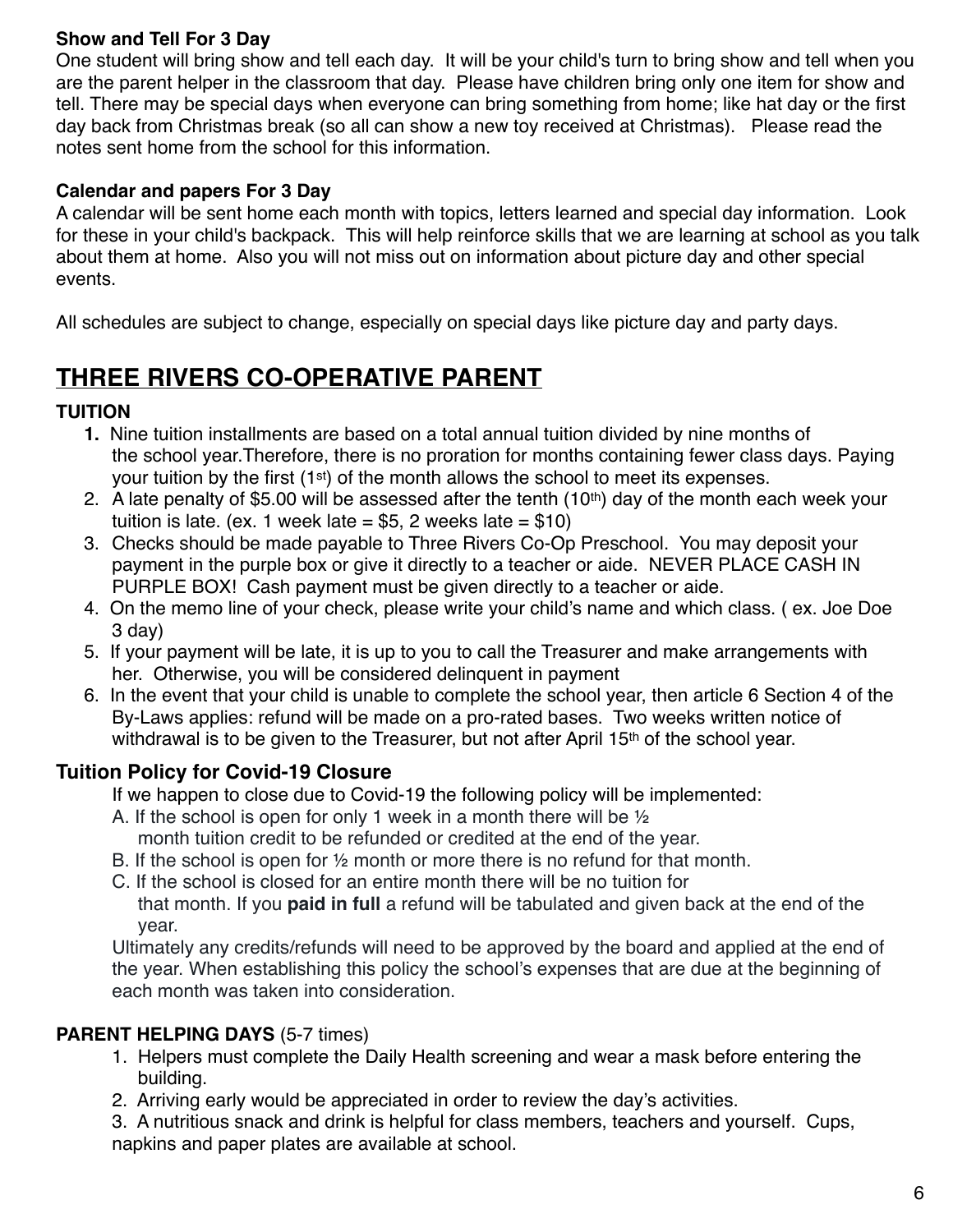**Show and Tell For 3 Day**

One student will bring show and tell each day. It will be your child's turn to bring show and tell when you are the parent helper in the classroom that day. Please have children bring only one item for show and tell. There may be special days when everyone can bring something from home; like hat day or the first day back from Christmas break (so all can show a new toy received at Christmas). Please read the notes sent home from the school for this information.

**Calendar and papers For 3 Day**

A calendar will be sent home each month with topics, letters learned and special day information. Look for these in your child's backpack. This will help reinforce skills that we are learning at school as you talk about them at home. Also you will not miss out on information about picture day and other special events.

All schedules are subject to change, especially on special days like picture day and party days.

# THREE RIVERS CO-OPERATIVE PARENT

**TUITION**

1. Nine tuition installments are based on a total annual tuition divided by nine months of the school year.Therefore, there is no proration for months containing fewer class days. Paying your tuition by the first (1st) of the month allows the school to meet its expenses.
2. A late penalty of $5.00 will be assessed after the tenth (10th) day of the month each week your tuition is late. (ex. 1 week late = $5, 2 weeks late = $10)
3. Checks should be made payable to Three Rivers Co-Op Preschool. You may deposit your payment in the purple box or give it directly to a teacher or aide. NEVER PLACE CASH IN PURPLE BOX! Cash payment must be given directly to a teacher or aide.
4. On the memo line of your check, please write your child's name and which class. ( ex. Joe Doe 3 day)
5. If your payment will be late, it is up to you to call the Treasurer and make arrangements with her. Otherwise, you will be considered delinquent in payment
6. In the event that your child is unable to complete the school year, then article 6 Section 4 of the By-Laws applies: refund will be made on a pro-rated bases. Two weeks written notice of withdrawal is to be given to the Treasurer, but not after April 15th of the school year.

## Tuition Policy for Covid-19 Closure

If we happen to close due to Covid-19 the following policy will be implemented:

A. If the school is open for only 1 week in a month there will be ½ month tuition credit to be refunded or credited at the end of the year.

B. If the school is open for ½ month or more there is no refund for that month.

C. If the school is closed for an entire month there will be no tuition for that month. If you **paid in full** a refund will be tabulated and given back at the end of the year.

Ultimately any credits/refunds will need to be approved by the board and applied at the end of the year. When establishing this policy the school's expenses that are due at the beginning of each month was taken into consideration.

**PARENT HELPING DAYS** (5-7 times)

1. Helpers must complete the Daily Health screening and wear a mask before entering the building.
2. Arriving early would be appreciated in order to review the day's activities.
3. A nutritious snack and drink is helpful for class members, teachers and yourself. Cups, napkins and paper plates are available at school.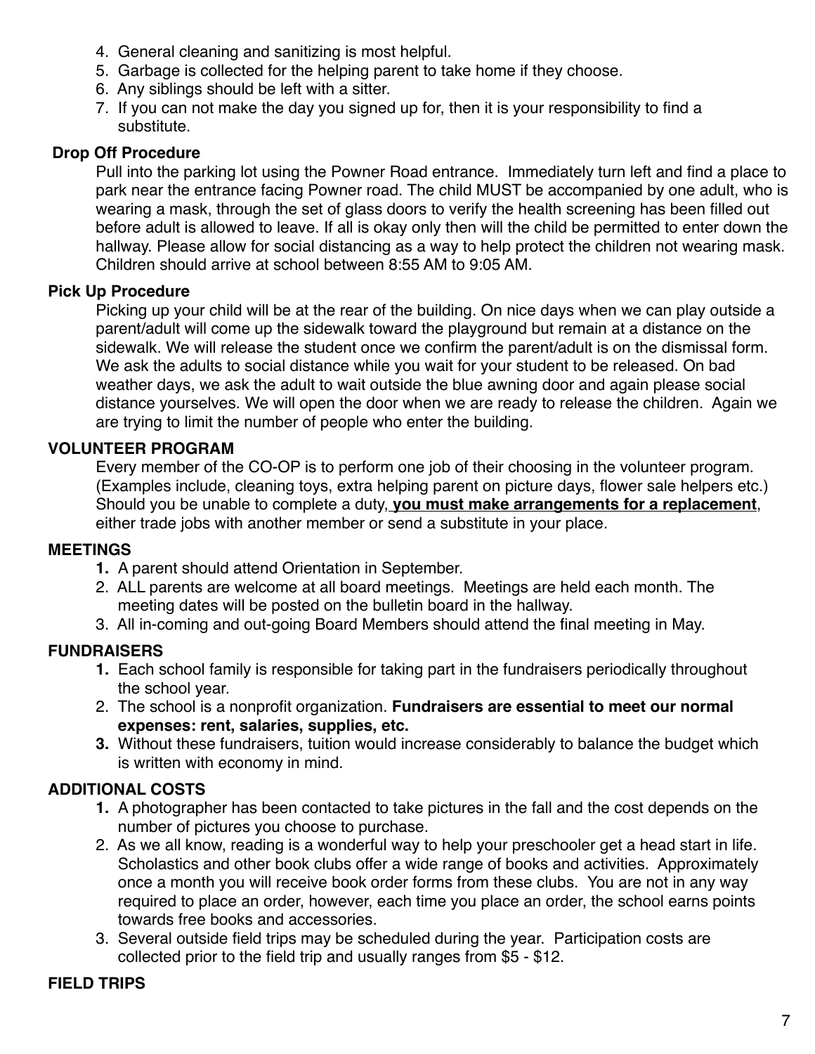4. General cleaning and sanitizing is most helpful.
5. Garbage is collected for the helping parent to take home if they choose.
6. Any siblings should be left with a sitter.
7. If you can not make the day you signed up for, then it is your responsibility to find a substitute.

**Drop Off Procedure**

Pull into the parking lot using the Powner Road entrance. Immediately turn left and find a place to park near the entrance facing Powner road. The child MUST be accompanied by one adult, who is wearing a mask, through the set of glass doors to verify the health screening has been filled out before adult is allowed to leave. If all is okay only then will the child be permitted to enter down the hallway. Please allow for social distancing as a way to help protect the children not wearing mask. Children should arrive at school between 8:55 AM to 9:05 AM.

**Pick Up Procedure**

Picking up your child will be at the rear of the building. On nice days when we can play outside a parent/adult will come up the sidewalk toward the playground but remain at a distance on the sidewalk. We will release the student once we confirm the parent/adult is on the dismissal form. We ask the adults to social distance while you wait for your student to be released. On bad weather days, we ask the adult to wait outside the blue awning door and again please social distance yourselves. We will open the door when we are ready to release the children. Again we are trying to limit the number of people who enter the building.

**VOLUNTEER PROGRAM**

Every member of the CO-OP is to perform one job of their choosing in the volunteer program. (Examples include, cleaning toys, extra helping parent on picture days, flower sale helpers etc.) Should you be unable to complete a duty, **you must make arrangements for a replacement**, either trade jobs with another member or send a substitute in your place.

**MEETINGS**

1. A parent should attend Orientation in September.
2. ALL parents are welcome at all board meetings. Meetings are held each month. The meeting dates will be posted on the bulletin board in the hallway.
3. All in-coming and out-going Board Members should attend the final meeting in May.

**FUNDRAISERS**

1. Each school family is responsible for taking part in the fundraisers periodically throughout the school year.
2. The school is a nonprofit organization. **Fundraisers are essential to meet our normal expenses: rent, salaries, supplies, etc.**
3. Without these fundraisers, tuition would increase considerably to balance the budget which is written with economy in mind.

**ADDITIONAL COSTS**

1. A photographer has been contacted to take pictures in the fall and the cost depends on the number of pictures you choose to purchase.
2. As we all know, reading is a wonderful way to help your preschooler get a head start in life. Scholastics and other book clubs offer a wide range of books and activities. Approximately once a month you will receive book order forms from these clubs. You are not in any way required to place an order, however, each time you place an order, the school earns points towards free books and accessories.
3. Several outside field trips may be scheduled during the year. Participation costs are collected prior to the field trip and usually ranges from $5 - $12.

**FIELD TRIPS**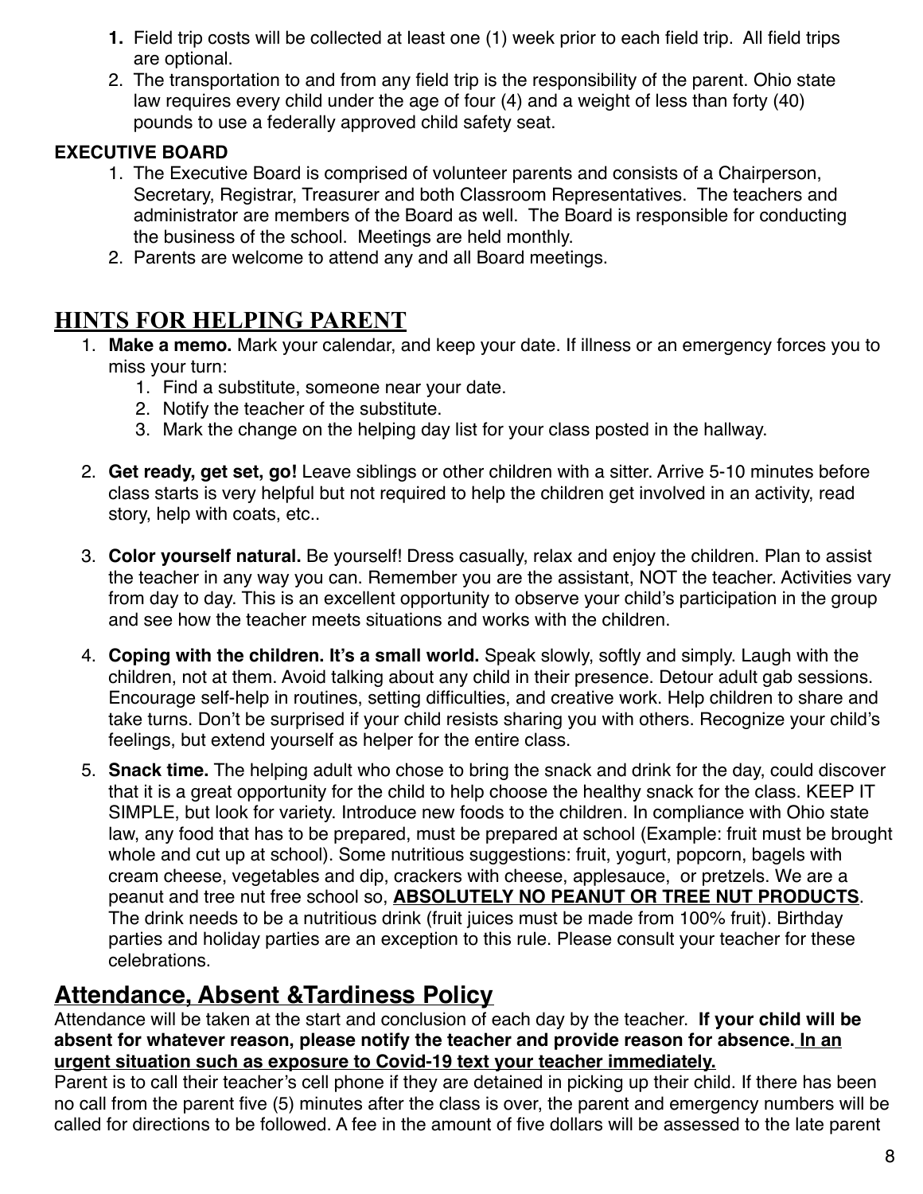1. Field trip costs will be collected at least one (1) week prior to each field trip. All field trips are optional.
2. The transportation to and from any field trip is the responsibility of the parent. Ohio state law requires every child under the age of four (4) and a weight of less than forty (40) pounds to use a federally approved child safety seat.

**EXECUTIVE BOARD**

1. The Executive Board is comprised of volunteer parents and consists of a Chairperson, Secretary, Registrar, Treasurer and both Classroom Representatives. The teachers and administrator are members of the Board as well. The Board is responsible for conducting the business of the school. Meetings are held monthly.
2. Parents are welcome to attend any and all Board meetings.

## HINTS FOR HELPING PARENT

1. **Make a memo.** Mark your calendar, and keep your date. If illness or an emergency forces you to miss your turn:
    1. Find a substitute, someone near your date.
    2. Notify the teacher of the substitute.
    3. Mark the change on the helping day list for your class posted in the hallway.

2. **Get ready, get set, go!** Leave siblings or other children with a sitter. Arrive 5-10 minutes before class starts is very helpful but not required to help the children get involved in an activity, read story, help with coats, etc..

3. **Color yourself natural.** Be yourself! Dress casually, relax and enjoy the children. Plan to assist the teacher in any way you can. Remember you are the assistant, NOT the teacher. Activities vary from day to day. This is an excellent opportunity to observe your child's participation in the group and see how the teacher meets situations and works with the children.

4. **Coping with the children. It's a small world.** Speak slowly, softly and simply. Laugh with the children, not at them. Avoid talking about any child in their presence. Detour adult gab sessions. Encourage self-help in routines, setting difficulties, and creative work. Help children to share and take turns. Don't be surprised if your child resists sharing you with others. Recognize your child's feelings, but extend yourself as helper for the entire class.

5. **Snack time.** The helping adult who chose to bring the snack and drink for the day, could discover that it is a great opportunity for the child to help choose the healthy snack for the class. KEEP IT SIMPLE, but look for variety. Introduce new foods to the children. In compliance with Ohio state law, any food that has to be prepared, must be prepared at school (Example: fruit must be brought whole and cut up at school). Some nutritious suggestions: fruit, yogurt, popcorn, bagels with cream cheese, vegetables and dip, crackers with cheese, applesauce, or pretzels. We are a peanut and tree nut free school so, <u>**ABSOLUTELY NO PEANUT OR TREE NUT PRODUCTS**</u>. The drink needs to be a nutritious drink (fruit juices must be made from 100% fruit). Birthday parties and holiday parties are an exception to this rule. Please consult your teacher for these celebrations.

## Attendance, Absent &Tardiness Policy

Attendance will be taken at the start and conclusion of each day by the teacher. **If your child will be absent for whatever reason, please notify the teacher and provide reason for absence.** <u>**In an urgent situation such as exposure to Covid-19 text your teacher immediately.**</u>

Parent is to call their teacher's cell phone if they are detained in picking up their child. If there has been no call from the parent five (5) minutes after the class is over, the parent and emergency numbers will be called for directions to be followed. A fee in the amount of five dollars will be assessed to the late parent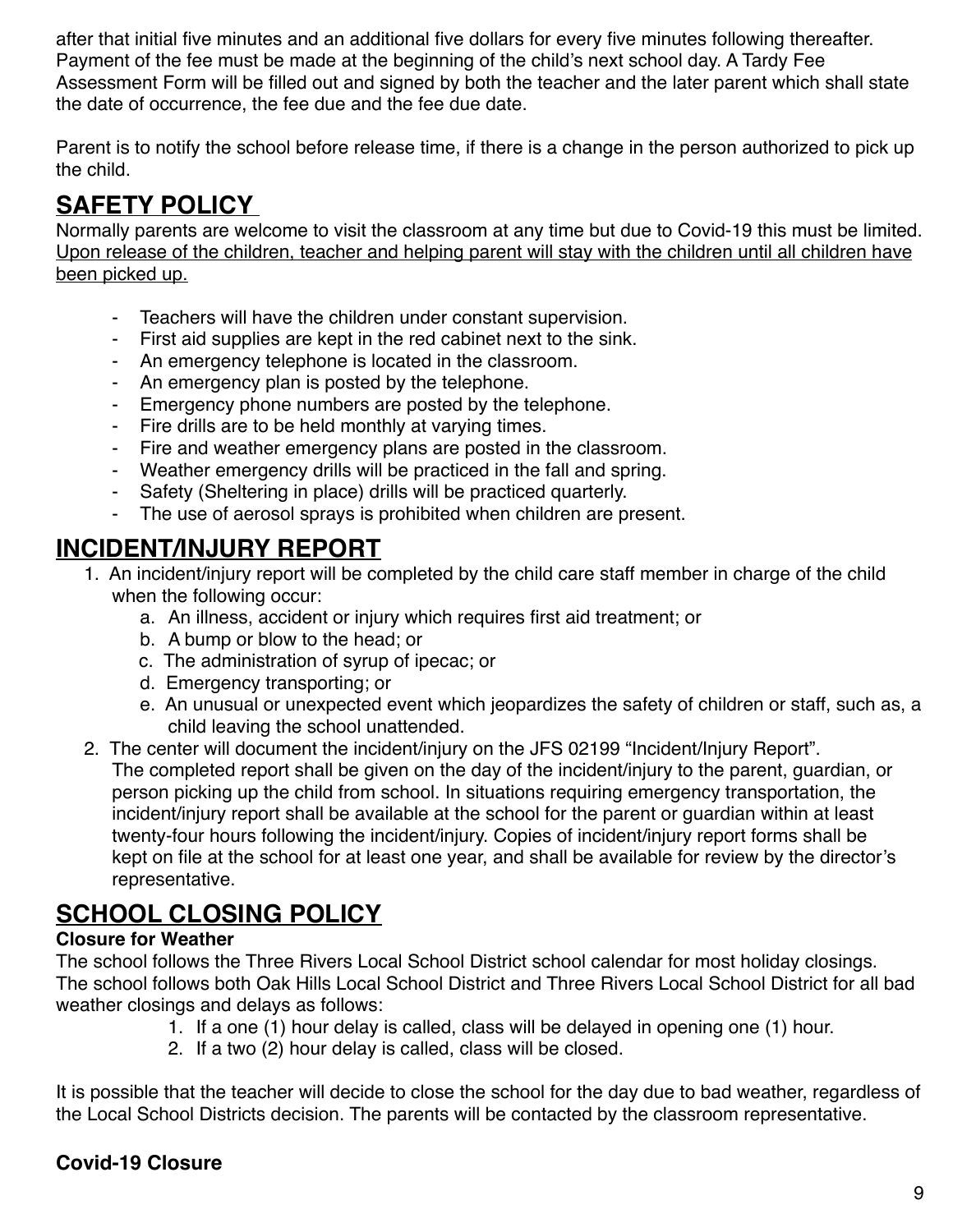after that initial five minutes and an additional five dollars for every five minutes following thereafter. Payment of the fee must be made at the beginning of the child's next school day. A Tardy Fee Assessment Form will be filled out and signed by both the teacher and the later parent which shall state the date of occurrence, the fee due and the fee due date.

Parent is to notify the school before release time, if there is a change in the person authorized to pick up the child.

## SAFETY POLICY

Normally parents are welcome to visit the classroom at any time but due to Covid-19 this must be limited. <u>Upon release of the children, teacher and helping parent will stay with the children until all children have been picked up.</u>

- Teachers will have the children under constant supervision.
- First aid supplies are kept in the red cabinet next to the sink.
- An emergency telephone is located in the classroom.
- An emergency plan is posted by the telephone.
- Emergency phone numbers are posted by the telephone.
- Fire drills are to be held monthly at varying times.
- Fire and weather emergency plans are posted in the classroom.
- Weather emergency drills will be practiced in the fall and spring.
- Safety (Sheltering in place) drills will be practiced quarterly.
- The use of aerosol sprays is prohibited when children are present.

## INCIDENT/INJURY REPORT

1. An incident/injury report will be completed by the child care staff member in charge of the child when the following occur:
   a. An illness, accident or injury which requires first aid treatment; or
   b. A bump or blow to the head; or
   c. The administration of syrup of ipecac; or
   d. Emergency transporting; or
   e. An unusual or unexpected event which jeopardizes the safety of children or staff, such as, a child leaving the school unattended.
2. The center will document the incident/injury on the JFS 02199 "Incident/Injury Report". The completed report shall be given on the day of the incident/injury to the parent, guardian, or person picking up the child from school. In situations requiring emergency transportation, the incident/injury report shall be available at the school for the parent or guardian within at least twenty-four hours following the incident/injury. Copies of incident/injury report forms shall be kept on file at the school for at least one year, and shall be available for review by the director's representative.

## SCHOOL CLOSING POLICY

**Closure for Weather**

The school follows the Three Rivers Local School District school calendar for most holiday closings. The school follows both Oak Hills Local School District and Three Rivers Local School District for all bad weather closings and delays as follows:

1. If a one (1) hour delay is called, class will be delayed in opening one (1) hour.
2. If a two (2) hour delay is called, class will be closed.

It is possible that the teacher will decide to close the school for the day due to bad weather, regardless of the Local School Districts decision. The parents will be contacted by the classroom representative.

**Covid-19 Closure**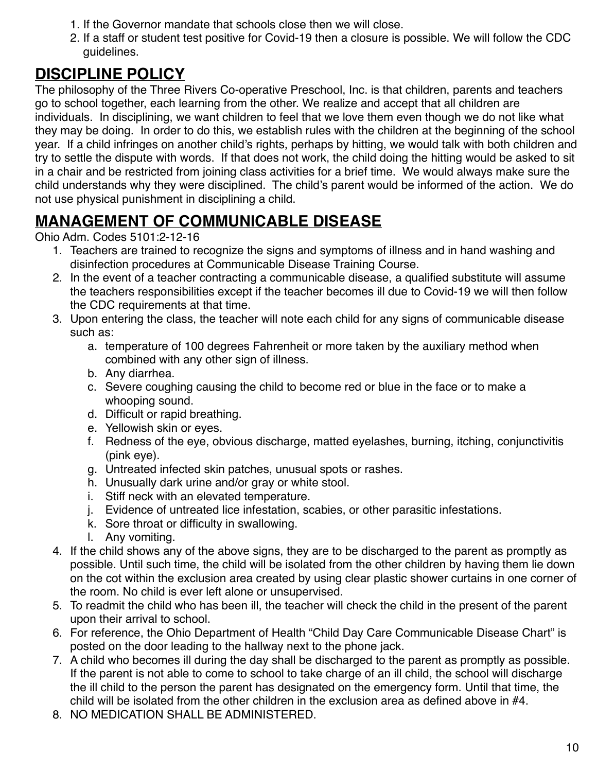1. If the Governor mandate that schools close then we will close.
2. If a staff or student test positive for Covid-19 then a closure is possible. We will follow the CDC guidelines.

## DISCIPLINE POLICY

The philosophy of the Three Rivers Co-operative Preschool, Inc. is that children, parents and teachers go to school together, each learning from the other. We realize and accept that all children are individuals. In disciplining, we want children to feel that we love them even though we do not like what they may be doing. In order to do this, we establish rules with the children at the beginning of the school year. If a child infringes on another child's rights, perhaps by hitting, we would talk with both children and try to settle the dispute with words. If that does not work, the child doing the hitting would be asked to sit in a chair and be restricted from joining class activities for a brief time. We would always make sure the child understands why they were disciplined. The child's parent would be informed of the action. We do not use physical punishment in disciplining a child.

## MANAGEMENT OF COMMUNICABLE DISEASE

Ohio Adm. Codes 5101:2-12-16

1. Teachers are trained to recognize the signs and symptoms of illness and in hand washing and disinfection procedures at Communicable Disease Training Course.
2. In the event of a teacher contracting a communicable disease, a qualified substitute will assume the teachers responsibilities except if the teacher becomes ill due to Covid-19 we will then follow the CDC requirements at that time.
3. Upon entering the class, the teacher will note each child for any signs of communicable disease such as:
   a. temperature of 100 degrees Fahrenheit or more taken by the auxiliary method when combined with any other sign of illness.
   b. Any diarrhea.
   c. Severe coughing causing the child to become red or blue in the face or to make a whooping sound.
   d. Difficult or rapid breathing.
   e. Yellowish skin or eyes.
   f. Redness of the eye, obvious discharge, matted eyelashes, burning, itching, conjunctivitis (pink eye).
   g. Untreated infected skin patches, unusual spots or rashes.
   h. Unusually dark urine and/or gray or white stool.
   i. Stiff neck with an elevated temperature.
   j. Evidence of untreated lice infestation, scabies, or other parasitic infestations.
   k. Sore throat or difficulty in swallowing.
   l. Any vomiting.
4. If the child shows any of the above signs, they are to be discharged to the parent as promptly as possible. Until such time, the child will be isolated from the other children by having them lie down on the cot within the exclusion area created by using clear plastic shower curtains in one corner of the room. No child is ever left alone or unsupervised.
5. To readmit the child who has been ill, the teacher will check the child in the present of the parent upon their arrival to school.
6. For reference, the Ohio Department of Health "Child Day Care Communicable Disease Chart" is posted on the door leading to the hallway next to the phone jack.
7. A child who becomes ill during the day shall be discharged to the parent as promptly as possible. If the parent is not able to come to school to take charge of an ill child, the school will discharge the ill child to the person the parent has designated on the emergency form. Until that time, the child will be isolated from the other children in the exclusion area as defined above in #4.
8. NO MEDICATION SHALL BE ADMINISTERED.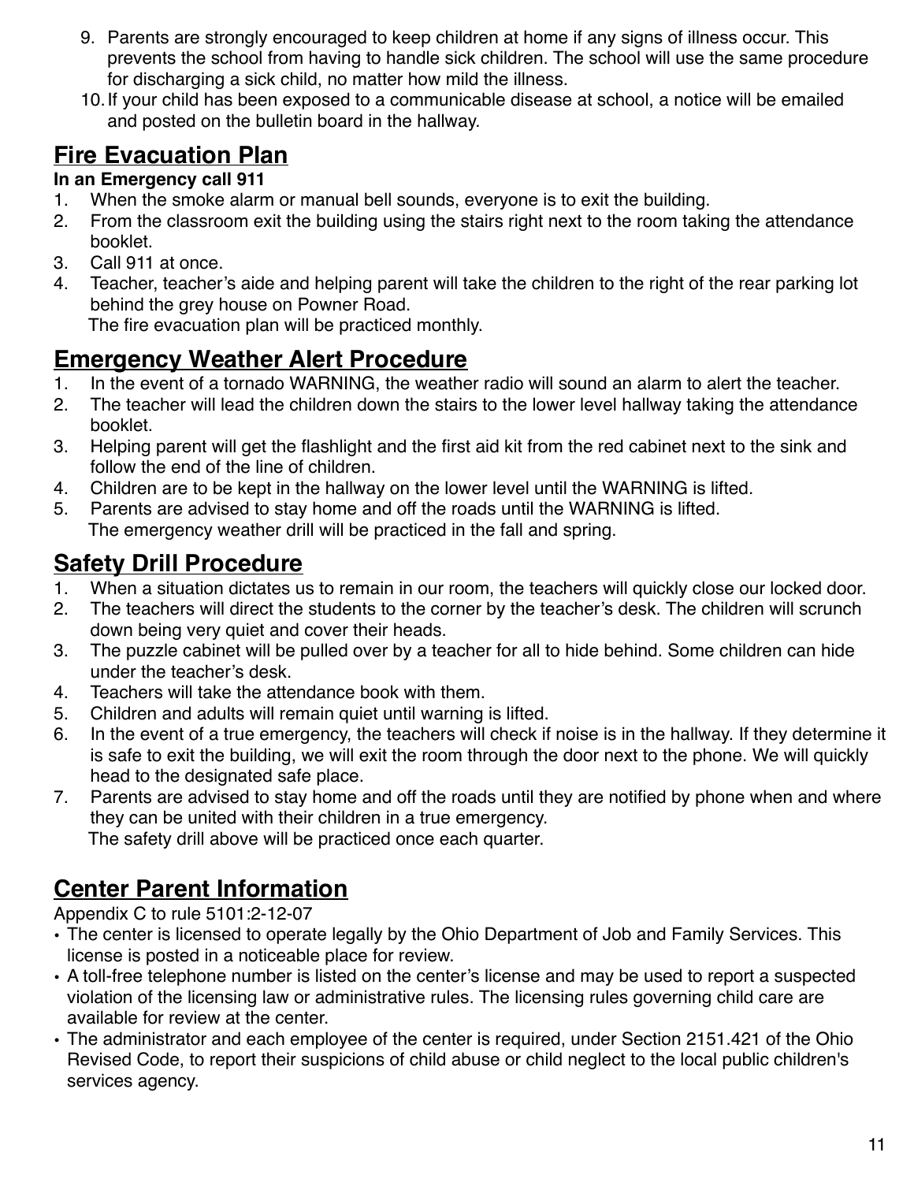9. Parents are strongly encouraged to keep children at home if any signs of illness occur. This prevents the school from having to handle sick children. The school will use the same procedure for discharging a sick child, no matter how mild the illness.
10. If your child has been exposed to a communicable disease at school, a notice will be emailed and posted on the bulletin board in the hallway.

## Fire Evacuation Plan

**In an Emergency call 911**

1. When the smoke alarm or manual bell sounds, everyone is to exit the building.
2. From the classroom exit the building using the stairs right next to the room taking the attendance booklet.
3. Call 911 at once.
4. Teacher, teacher's aide and helping parent will take the children to the right of the rear parking lot behind the grey house on Powner Road.

The fire evacuation plan will be practiced monthly.

## Emergency Weather Alert Procedure

1. In the event of a tornado WARNING, the weather radio will sound an alarm to alert the teacher.
2. The teacher will lead the children down the stairs to the lower level hallway taking the attendance booklet.
3. Helping parent will get the flashlight and the first aid kit from the red cabinet next to the sink and follow the end of the line of children.
4. Children are to be kept in the hallway on the lower level until the WARNING is lifted.
5. Parents are advised to stay home and off the roads until the WARNING is lifted.

The emergency weather drill will be practiced in the fall and spring.

## Safety Drill Procedure

1. When a situation dictates us to remain in our room, the teachers will quickly close our locked door.
2. The teachers will direct the students to the corner by the teacher's desk. The children will scrunch down being very quiet and cover their heads.
3. The puzzle cabinet will be pulled over by a teacher for all to hide behind. Some children can hide under the teacher's desk.
4. Teachers will take the attendance book with them.
5. Children and adults will remain quiet until warning is lifted.
6. In the event of a true emergency, the teachers will check if noise is in the hallway. If they determine it is safe to exit the building, we will exit the room through the door next to the phone. We will quickly head to the designated safe place.
7. Parents are advised to stay home and off the roads until they are notified by phone when and where they can be united with their children in a true emergency.

The safety drill above will be practiced once each quarter.

## Center Parent Information

Appendix C to rule 5101:2-12-07

- The center is licensed to operate legally by the Ohio Department of Job and Family Services. This license is posted in a noticeable place for review.
- A toll-free telephone number is listed on the center's license and may be used to report a suspected violation of the licensing law or administrative rules. The licensing rules governing child care are available for review at the center.
- The administrator and each employee of the center is required, under Section 2151.421 of the Ohio Revised Code, to report their suspicions of child abuse or child neglect to the local public children's services agency.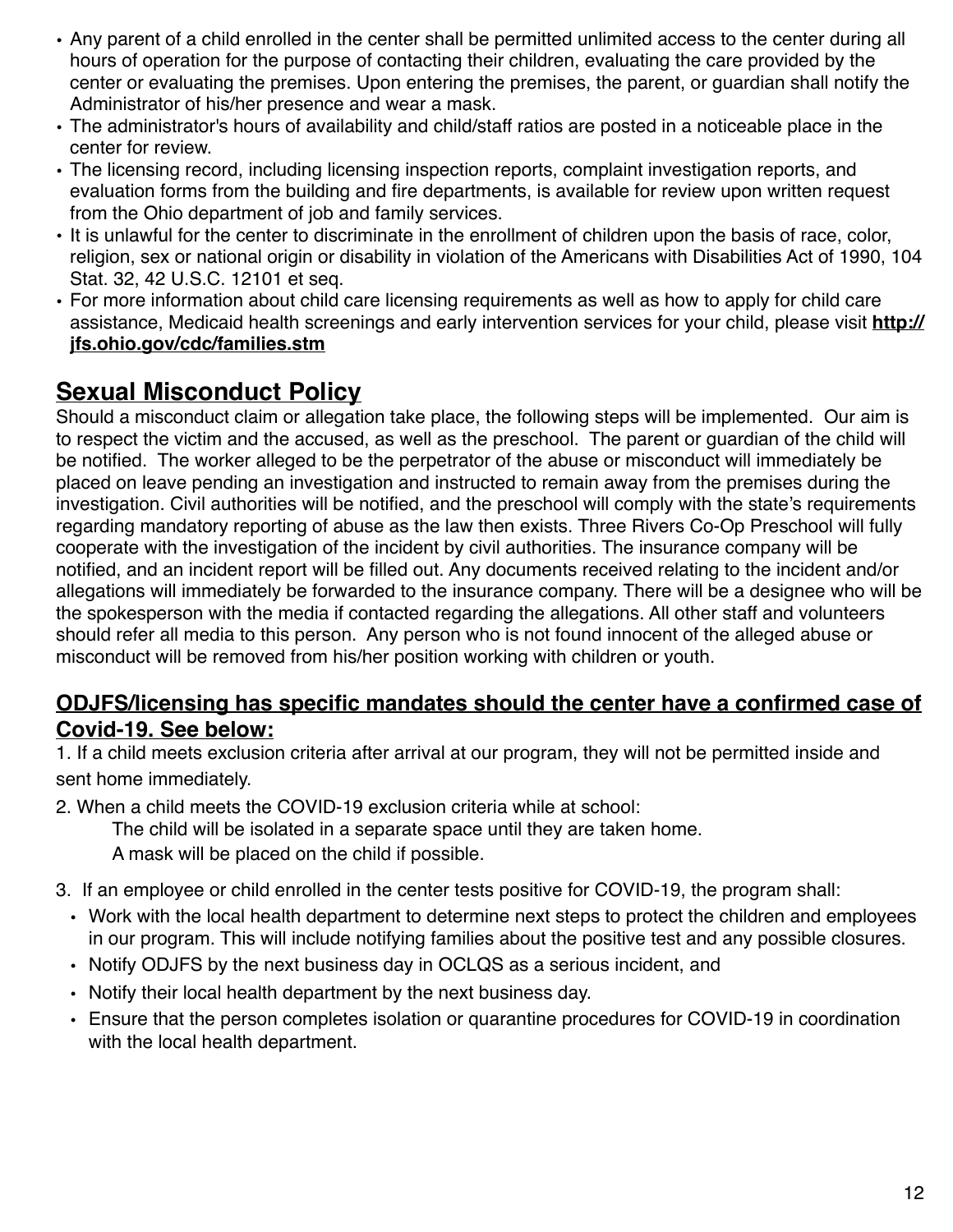- Any parent of a child enrolled in the center shall be permitted unlimited access to the center during all hours of operation for the purpose of contacting their children, evaluating the care provided by the center or evaluating the premises. Upon entering the premises, the parent, or guardian shall notify the Administrator of his/her presence and wear a mask.
- The administrator's hours of availability and child/staff ratios are posted in a noticeable place in the center for review.
- The licensing record, including licensing inspection reports, complaint investigation reports, and evaluation forms from the building and fire departments, is available for review upon written request from the Ohio department of job and family services.
- It is unlawful for the center to discriminate in the enrollment of children upon the basis of race, color, religion, sex or national origin or disability in violation of the Americans with Disabilities Act of 1990, 104 Stat. 32, 42 U.S.C. 12101 et seq.
- For more information about child care licensing requirements as well as how to apply for child care assistance, Medicaid health screenings and early intervention services for your child, please visit **http://jfs.ohio.gov/cdc/families.stm**

## Sexual Misconduct Policy

Should a misconduct claim or allegation take place, the following steps will be implemented. Our aim is to respect the victim and the accused, as well as the preschool. The parent or guardian of the child will be notified. The worker alleged to be the perpetrator of the abuse or misconduct will immediately be placed on leave pending an investigation and instructed to remain away from the premises during the investigation. Civil authorities will be notified, and the preschool will comply with the state's requirements regarding mandatory reporting of abuse as the law then exists. Three Rivers Co-Op Preschool will fully cooperate with the investigation of the incident by civil authorities. The insurance company will be notified, and an incident report will be filled out. Any documents received relating to the incident and/or allegations will immediately be forwarded to the insurance company. There will be a designee who will be the spokesperson with the media if contacted regarding the allegations. All other staff and volunteers should refer all media to this person. Any person who is not found innocent of the alleged abuse or misconduct will be removed from his/her position working with children or youth.

### ODJFS/licensing has specific mandates should the center have a confirmed case of Covid-19. See below:

1. If a child meets exclusion criteria after arrival at our program, they will not be permitted inside and sent home immediately.
2. When a child meets the COVID-19 exclusion criteria while at school:
   The child will be isolated in a separate space until they are taken home.
   A mask will be placed on the child if possible.
3. If an employee or child enrolled in the center tests positive for COVID-19, the program shall:
   - Work with the local health department to determine next steps to protect the children and employees in our program. This will include notifying families about the positive test and any possible closures.
   - Notify ODJFS by the next business day in OCLQS as a serious incident, and
   - Notify their local health department by the next business day.
   - Ensure that the person completes isolation or quarantine procedures for COVID-19 in coordination with the local health department.